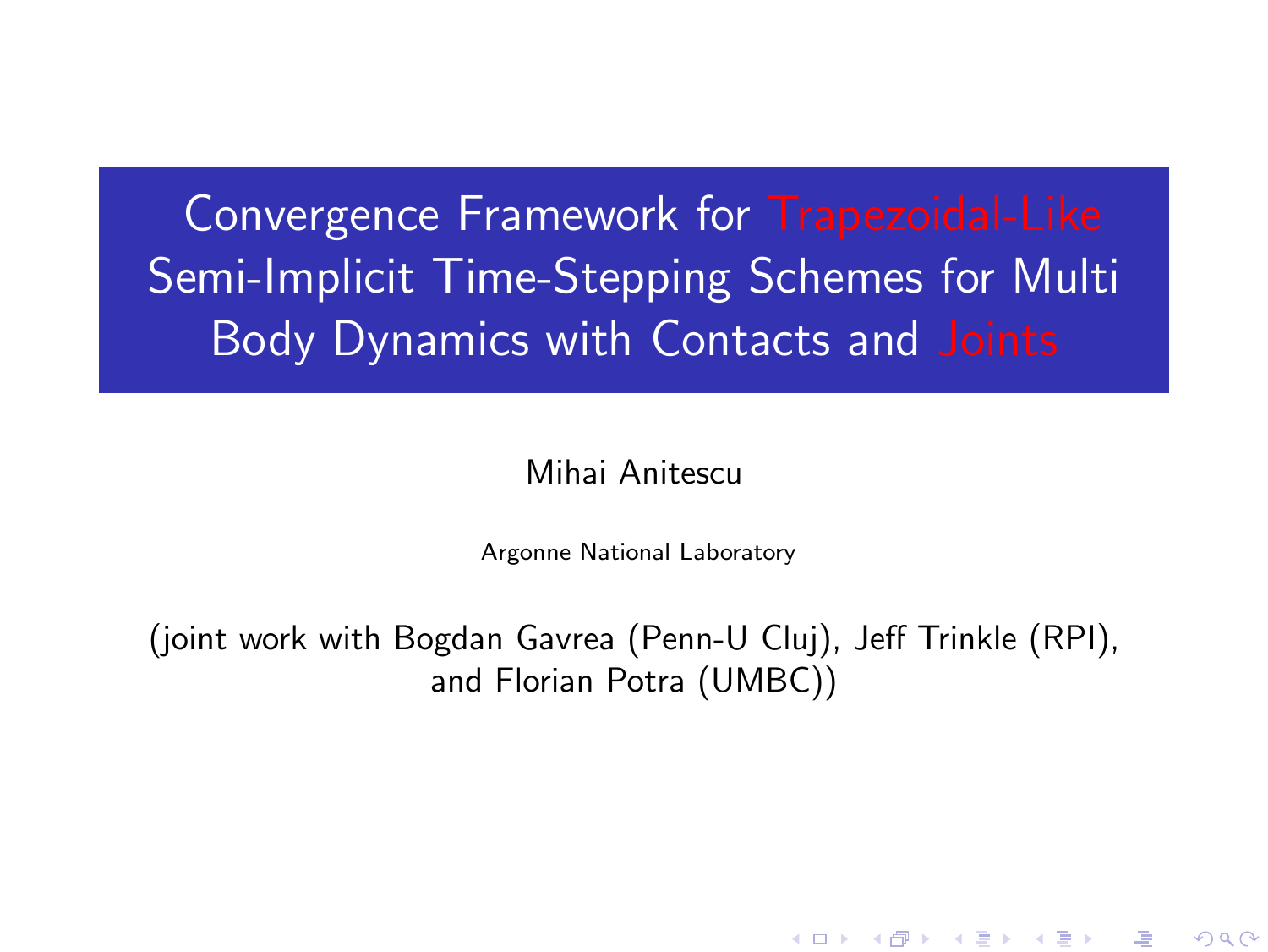# Convergence Framework for Trapezoidal-Like Semi-Implicit Time-Stepping Schemes for Multi Body Dynamics with Contacts and Joints

Mihai Anitescu

Argonne National Laboratory

(joint work with Bogdan Gavrea (Penn-U Cluj), Jeff Trinkle (RPI), and Florian Potra (UMBC))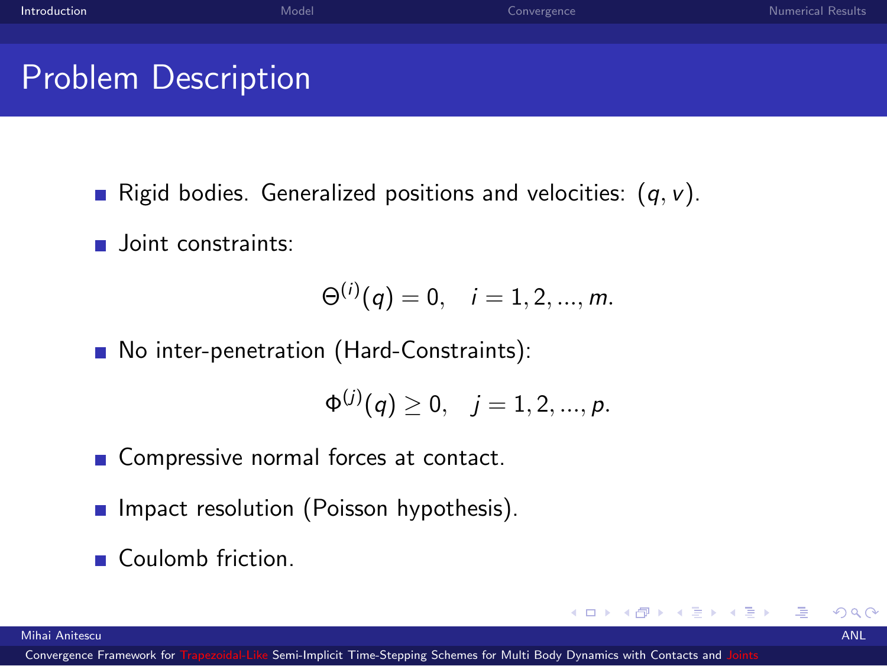# Problem Description

- Rigid bodies. Generalized positions and velocities: $(q, v)$.
- Joint constraints:

$$\Theta^{(i)}(q) = 0, \quad i = 1, 2, ..., m.$$

- No inter-penetration (Hard-Constraints):

$$\Phi^{(j)}(q) \geq 0, \quad j = 1, 2, ..., p.$$

- Compressive normal forces at contact.
- Impact resolution (Poisson hypothesis).
- Coulomb friction.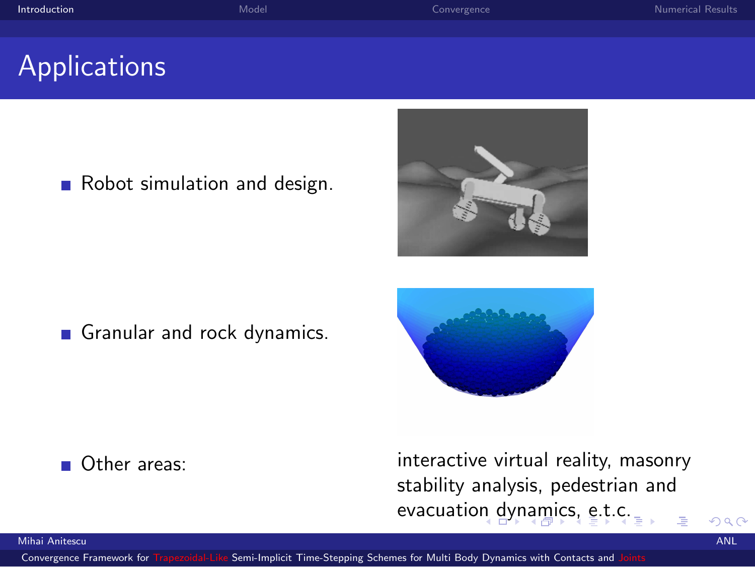# Applications

- Robot simulation and design.
- Granular and rock dynamics.
- Other areas: interactive virtual reality, masonry stability analysis, pedestrian and evacuation dynamics, e.t.c.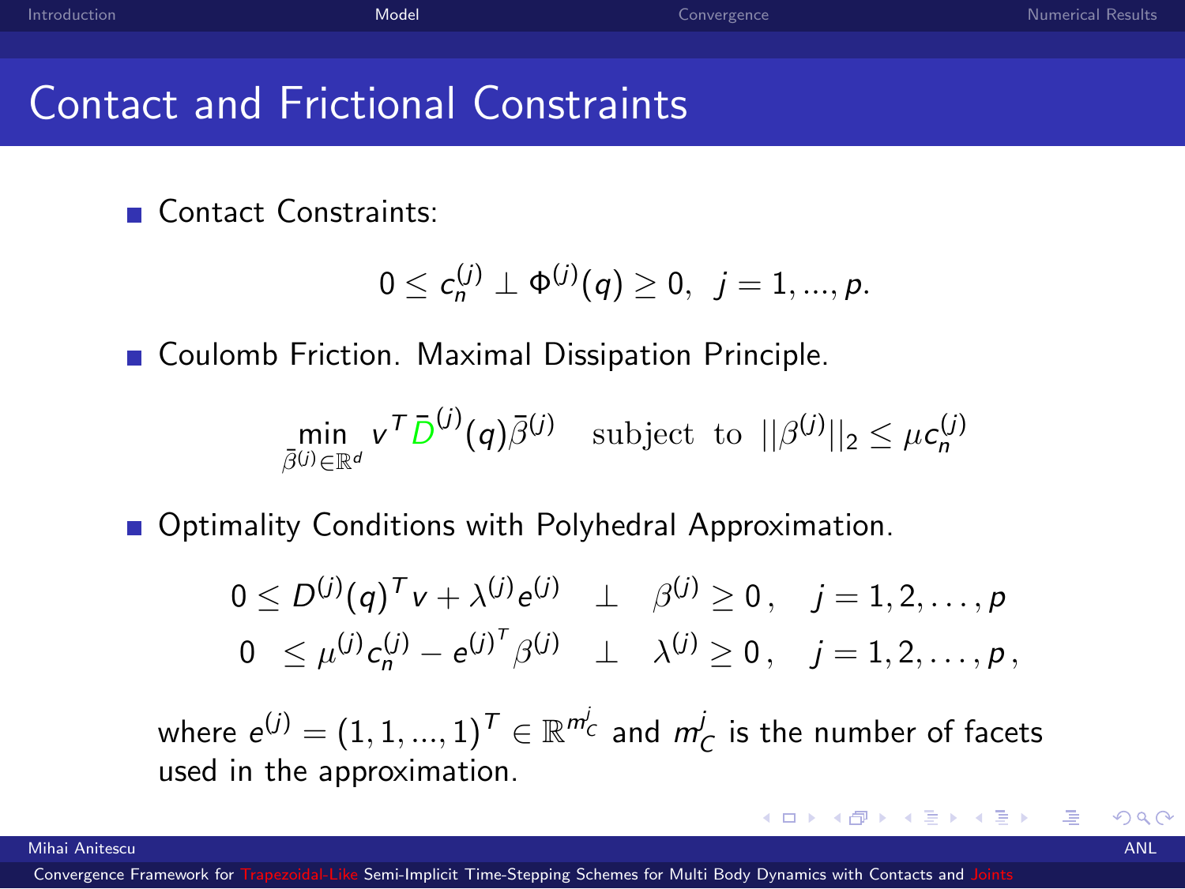# Contact and Frictional Constraints

- Contact Constraints:

$$0 \leq c_n^{(j)} \perp \Phi^{(j)}(q) \geq 0, \;\; j = 1, ..., p.$$

- Coulomb Friction. Maximal Dissipation Principle.

$$\min_{\bar{\beta}^{(j)} \in \mathbb{R}^d} v^T \bar{D}^{(j)}(q) \bar{\beta}^{(j)} \quad \text{subject to} \;\; ||\beta^{(j)}||_2 \leq \mu c_n^{(j)}$$

- Optimality Conditions with Polyhedral Approximation.

$$
\begin{aligned}
0 &\leq D^{(j)}(q)^T v + \lambda^{(j)} e^{(j)} \quad \perp \quad \beta^{(j)} \geq 0\,, \quad j = 1, 2, \ldots, p \\
0 &\leq \mu^{(j)} c_n^{(j)} - {e^{(j)}}^T \beta^{(j)} \quad \perp \quad \lambda^{(j)} \geq 0\,, \quad j = 1, 2, \ldots, p\,,
\end{aligned}
$$

where $e^{(j)} = (1, 1, ..., 1)^T \in \mathbb{R}^{m_C^j}$ and $m_C^j$ is the number of facets used in the approximation.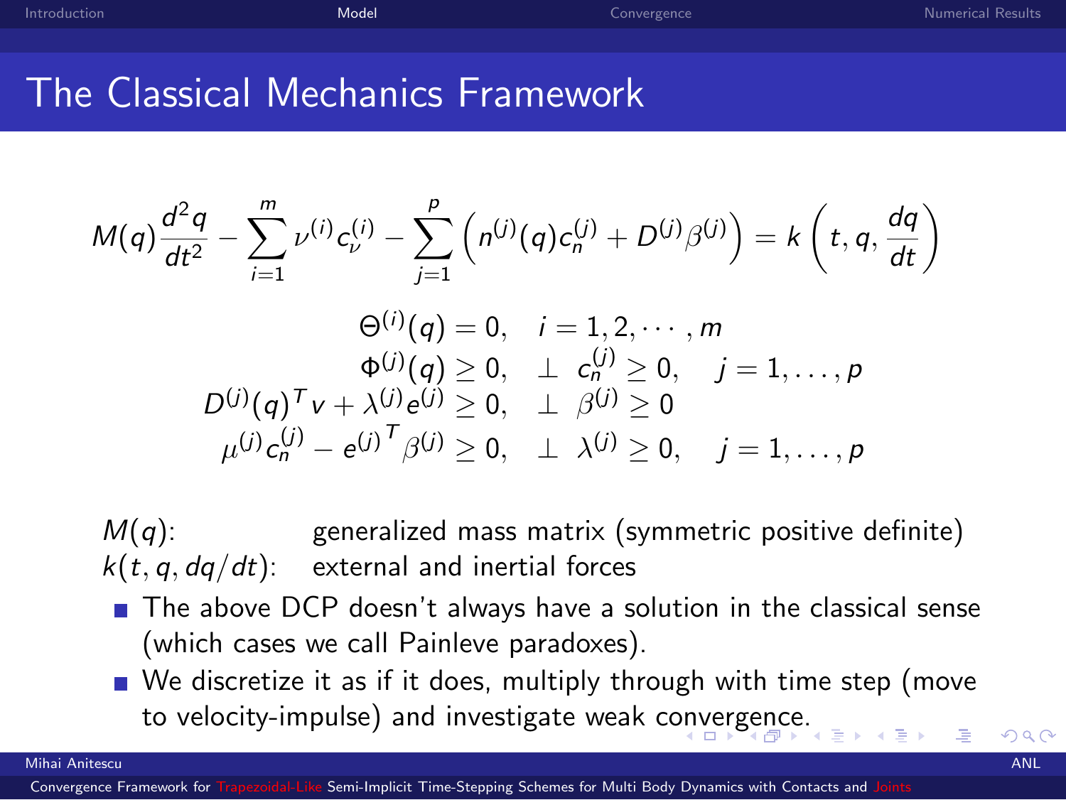# The Classical Mechanics Framework

$$M(q)\frac{d^2q}{dt^2} - \sum_{i=1}^{m} \nu^{(i)} c_\nu^{(i)} - \sum_{j=1}^{p} \left( n^{(j)}(q) c_n^{(j)} + D^{(j)} \beta^{(j)} \right) = k\left(t, q, \frac{dq}{dt}\right)$$

$$\begin{aligned}
\Theta^{(i)}(q) &= 0, \quad i = 1, 2, \cdots, m \\
\Phi^{(j)}(q) &\geq 0, \quad \perp \ c_n^{(j)} \geq 0, \quad j = 1, \ldots, p \\
D^{(j)}(q)^T v + \lambda^{(j)} e^{(j)} &\geq 0, \quad \perp \ \beta^{(j)} \geq 0 \\
\mu^{(j)} c_n^{(j)} - {e^{(j)}}^T \beta^{(j)} &\geq 0, \quad \perp \ \lambda^{(j)} \geq 0, \quad j = 1, \ldots, p
\end{aligned}$$

$M(q)$: generalized mass matrix (symmetric positive definite)
$k(t, q, dq/dt)$: external and inertial forces

- The above DCP doesn't always have a solution in the classical sense (which cases we call Painleve paradoxes).
- We discretize it as if it does, multiply through with time step (move to velocity-impulse) and investigate weak convergence.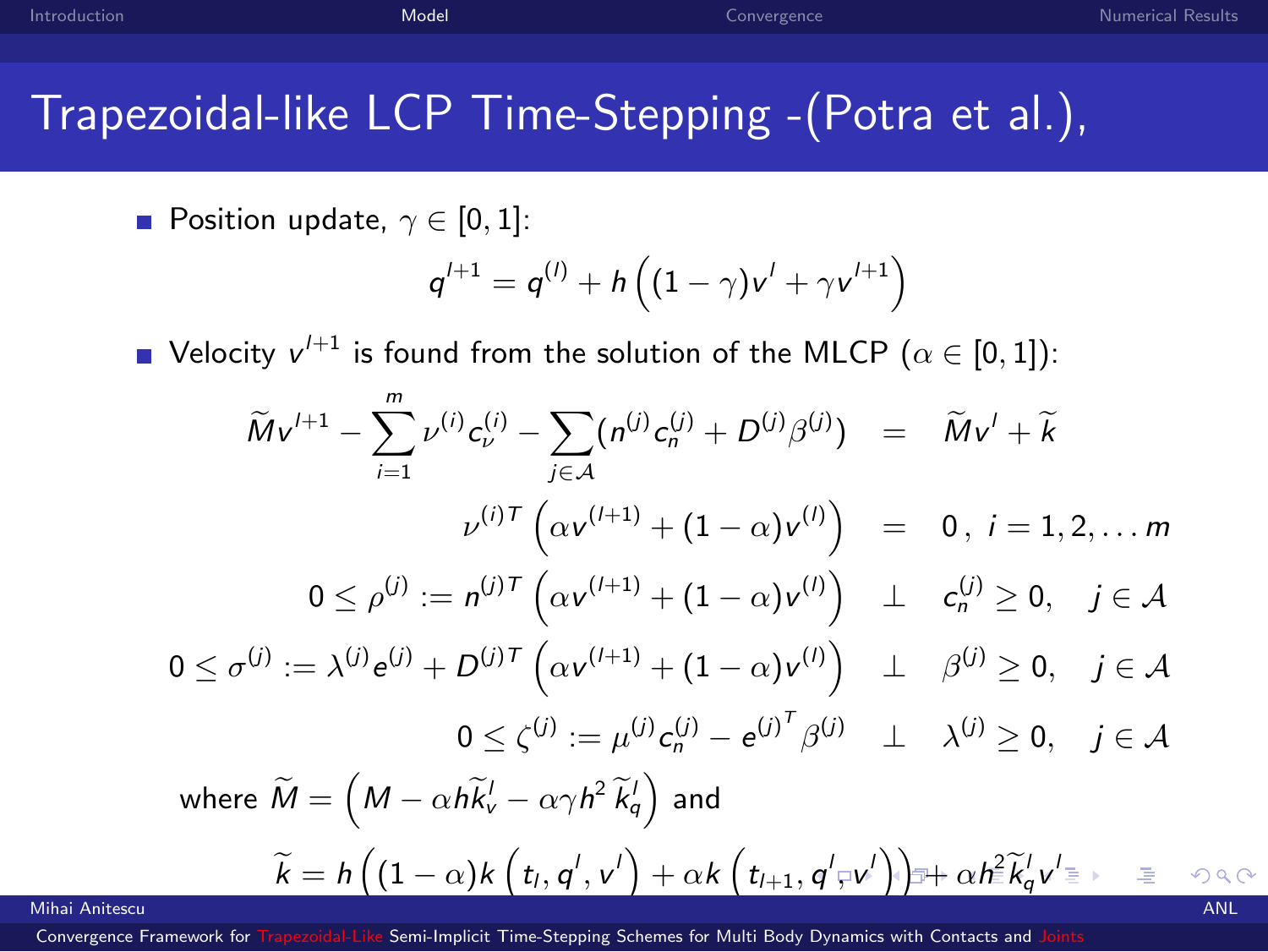# Trapezoidal-like LCP Time-Stepping -(Potra et al.),

- Position update, $\gamma \in [0,1]$:

$$q^{l+1} = q^{(l)} + h\left((1-\gamma)v^l + \gamma v^{l+1}\right)$$

- Velocity $v^{l+1}$ is found from the solution of the MLCP ($\alpha \in [0,1]$):

$$
\begin{array}{rcl}
\widetilde{M} v^{l+1} - \sum_{i=1}^{m} \nu^{(i)} c_\nu^{(i)} - \sum_{j\in\mathcal{A}} (n^{(j)} c_n^{(j)} + D^{(j)}\beta^{(j)}) & = & \widetilde{M} v^l + \widetilde{k} \\
\nu^{(i)T}\left(\alpha v^{(l+1)} + (1-\alpha) v^{(l)}\right) & = & 0\,,\ i = 1,2,\ldots m \\
0 \le \rho^{(j)} := n^{(j)T}\left(\alpha v^{(l+1)} + (1-\alpha) v^{(l)}\right) & \perp & c_n^{(j)} \ge 0, \quad j \in \mathcal{A} \\
0 \le \sigma^{(j)} := \lambda^{(j)} e^{(j)} + D^{(j)T}\left(\alpha v^{(l+1)} + (1-\alpha) v^{(l)}\right) & \perp & \beta^{(j)} \ge 0, \quad j \in \mathcal{A} \\
0 \le \zeta^{(j)} := \mu^{(j)} c_n^{(j)} - {e^{(j)}}^T \beta^{(j)} & \perp & \lambda^{(j)} \ge 0, \quad j \in \mathcal{A}
\end{array}
$$

where $\widetilde{M} = \left(M - \alpha h \widetilde{k}_v^l - \alpha\gamma h^2\, \widetilde{k}_q^l\right)$ and

$$\widetilde{k} = h\left((1-\alpha)k\left(t_l, q^l, v^l\right) + \alpha k\left(t_{l+1}, q^l, v^l\right)\right) + \alpha h^2 \widetilde{k}_q^l v^l$$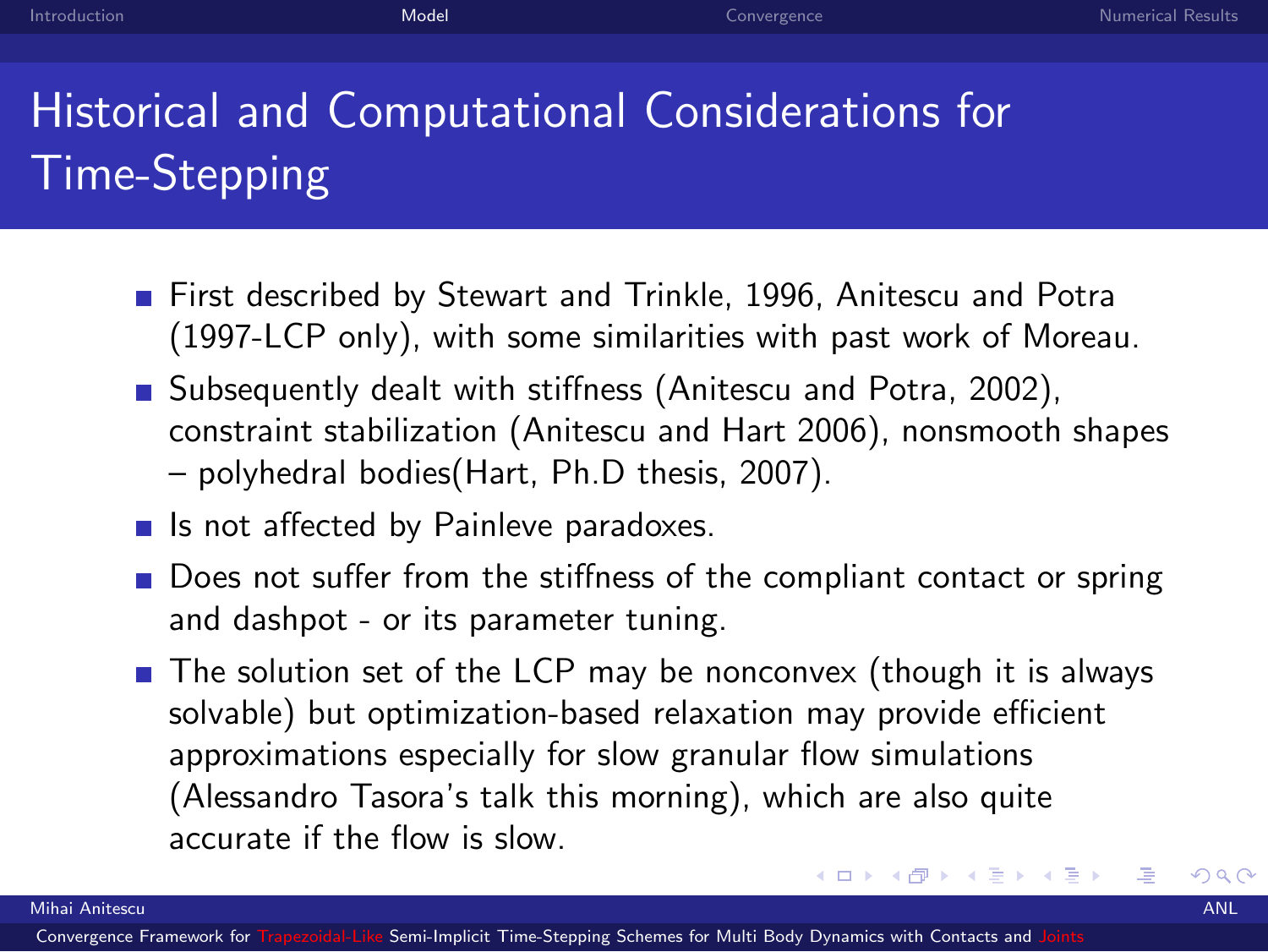# Historical and Computational Considerations for Time-Stepping

- First described by Stewart and Trinkle, 1996, Anitescu and Potra (1997-LCP only), with some similarities with past work of Moreau.
- Subsequently dealt with stiffness (Anitescu and Potra, 2002), constraint stabilization (Anitescu and Hart 2006), nonsmooth shapes – polyhedral bodies(Hart, Ph.D thesis, 2007).
- Is not affected by Painleve paradoxes.
- Does not suffer from the stiffness of the compliant contact or spring and dashpot - or its parameter tuning.
- The solution set of the LCP may be nonconvex (though it is always solvable) but optimization-based relaxation may provide efficient approximations especially for slow granular flow simulations (Alessandro Tasora's talk this morning), which are also quite accurate if the flow is slow.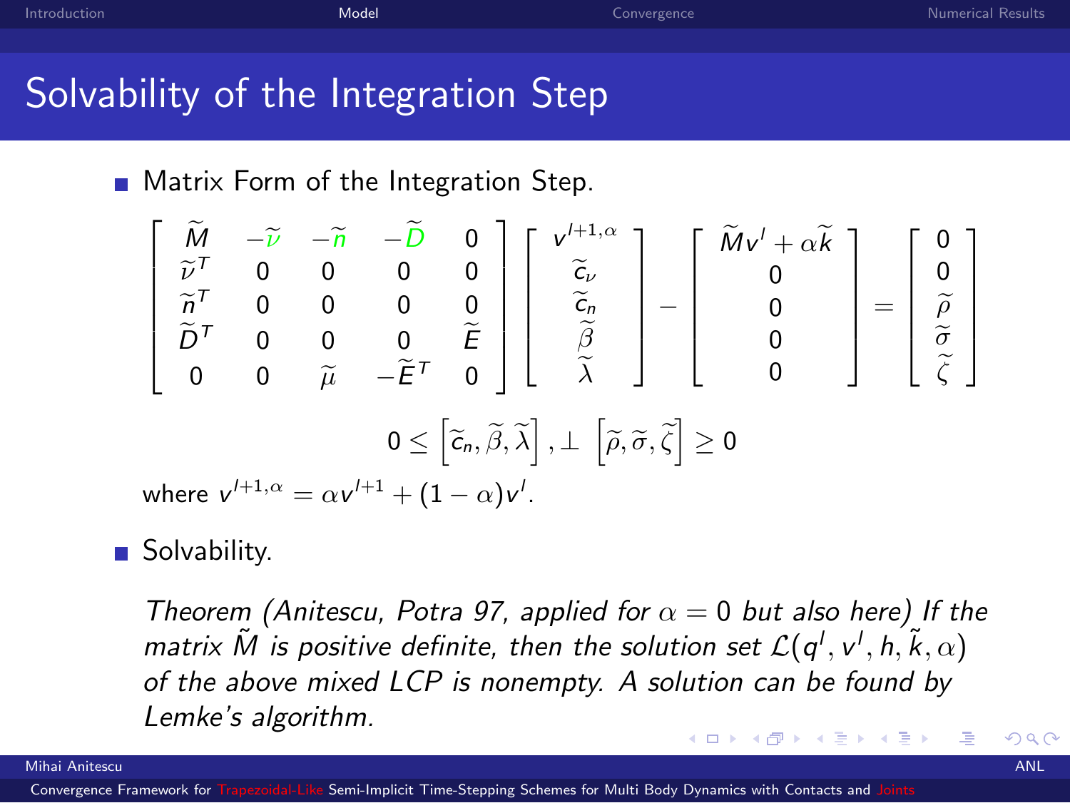# Solvability of the Integration Step

- Matrix Form of the Integration Step.

$$
\begin{bmatrix}
\widetilde{M} & -\widetilde{\nu} & -\widetilde{n} & -\widetilde{D} & 0 \\
\widetilde{\nu}^T & 0 & 0 & 0 & 0 \\
\widetilde{n}^T & 0 & 0 & 0 & 0 \\
\widetilde{D}^T & 0 & 0 & 0 & \widetilde{E} \\
0 & 0 & \widetilde{\mu} & -\widetilde{E}^T & 0
\end{bmatrix}
\begin{bmatrix}
v^{l+1,\alpha} \\
\widetilde{c}_\nu \\
\widetilde{c}_n \\
\widetilde{\beta} \\
\widetilde{\lambda}
\end{bmatrix}
-
\begin{bmatrix}
\widetilde{M} v^l + \alpha \widetilde{k} \\
0 \\
0 \\
0 \\
0
\end{bmatrix}
=
\begin{bmatrix}
0 \\
0 \\
\widetilde{\rho} \\
\widetilde{\sigma} \\
\widetilde{\zeta}
\end{bmatrix}
$$

$$
0 \leq \left[\widetilde{c}_n, \widetilde{\beta}, \widetilde{\lambda}\right], \perp \ \left[\widetilde{\rho}, \widetilde{\sigma}, \widetilde{\zeta}\right] \geq 0
$$

where $v^{l+1,\alpha} = \alpha v^{l+1} + (1-\alpha) v^l$.

- Solvability.

*Theorem (Anitescu, Potra 97, applied for $\alpha = 0$ but also here) If the matrix $\tilde{M}$ is positive definite, then the solution set $\mathcal{L}(q^l, v^l, h, \tilde{k}, \alpha)$ of the above mixed LCP is nonempty. A solution can be found by Lemke's algorithm.*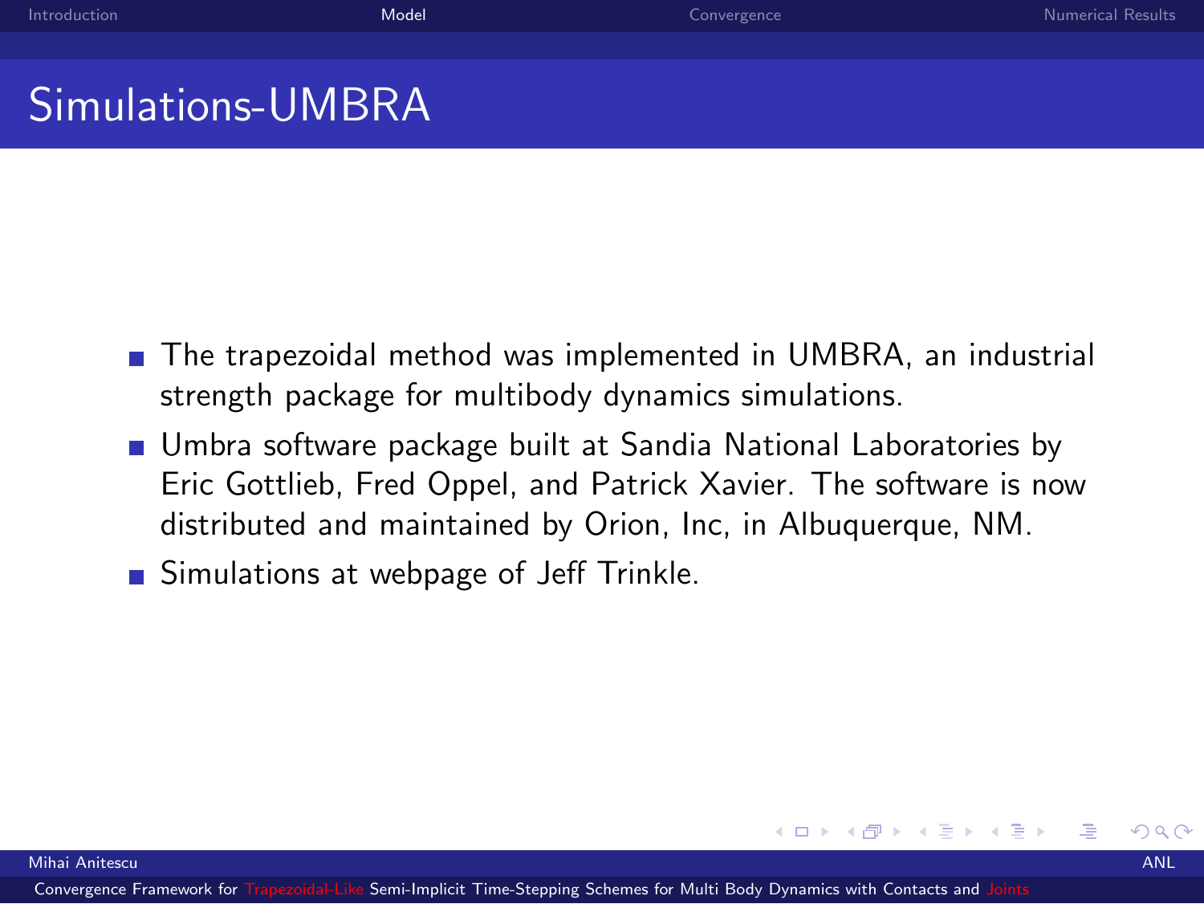# Simulations-UMBRA

- The trapezoidal method was implemented in UMBRA, an industrial strength package for multibody dynamics simulations.
- Umbra software package built at Sandia National Laboratories by Eric Gottlieb, Fred Oppel, and Patrick Xavier. The software is now distributed and maintained by Orion, Inc, in Albuquerque, NM.
- Simulations at webpage of Jeff Trinkle.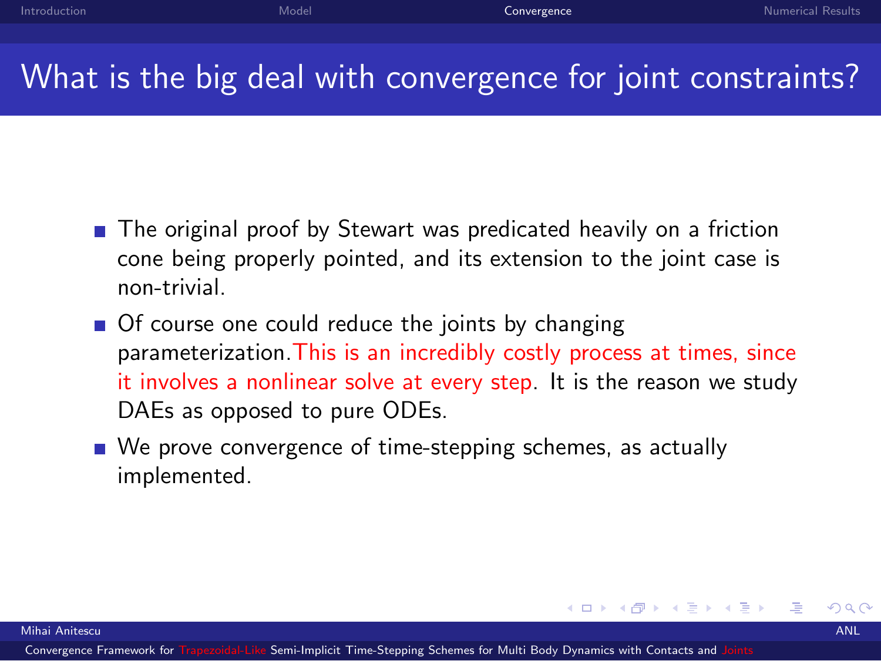# What is the big deal with convergence for joint constraints?

- The original proof by Stewart was predicated heavily on a friction cone being properly pointed, and its extension to the joint case is non-trivial.
- Of course one could reduce the joints by changing parameterization. This is an incredibly costly process at times, since it involves a nonlinear solve at every step. It is the reason we study DAEs as opposed to pure ODEs.
- We prove convergence of time-stepping schemes, as actually implemented.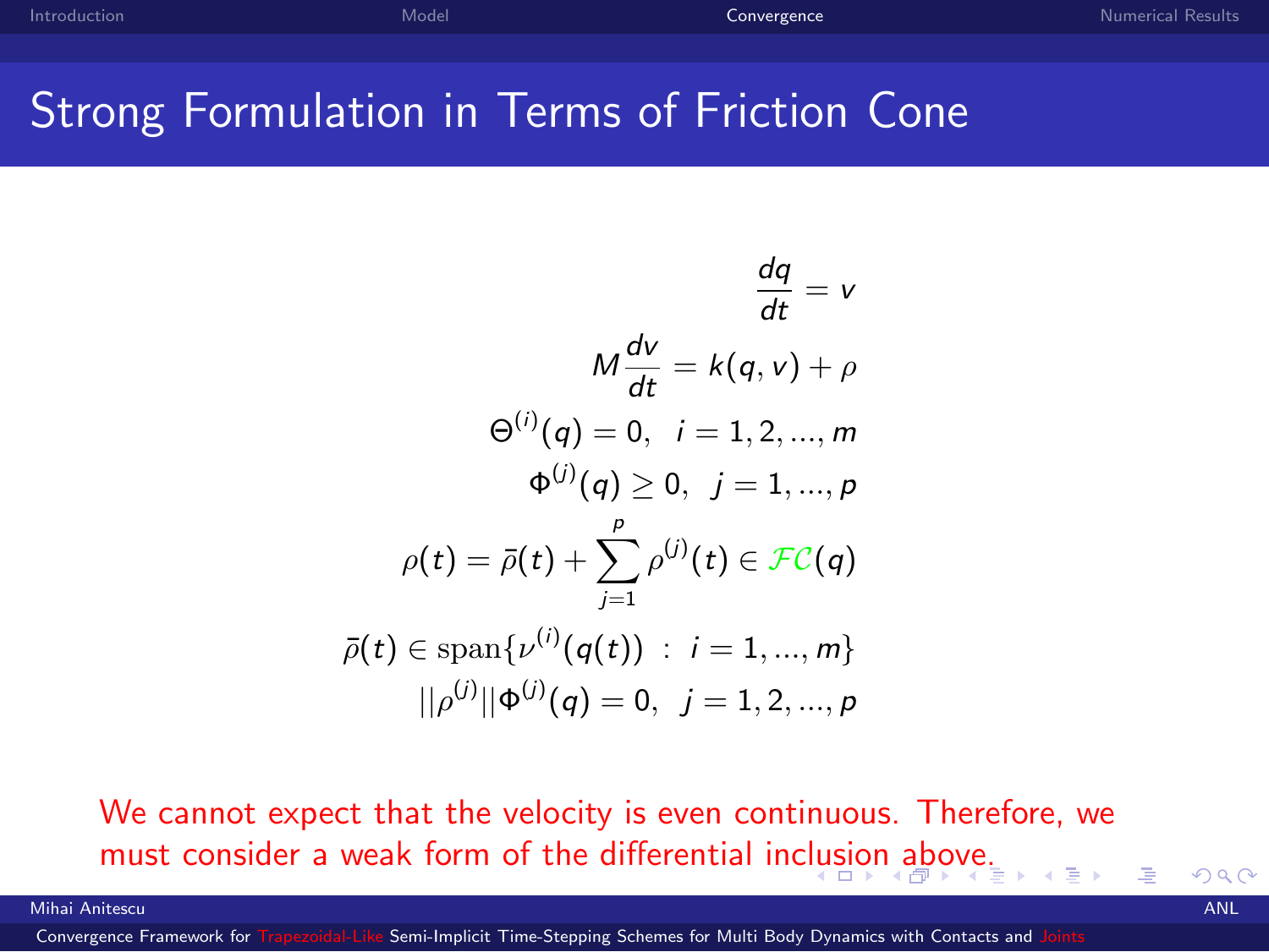# Strong Formulation in Terms of Friction Cone

$$
\begin{aligned}
\frac{dq}{dt} &= v \\
M\frac{dv}{dt} &= k(q,v) + \rho \\
\Theta^{(i)}(q) &= 0, \;\; i = 1,2,...,m \\
\Phi^{(j)}(q) &\geq 0, \;\; j = 1,...,p \\
\rho(t) = \bar{\rho}(t) + \sum_{j=1}^{p} \rho^{(j)}(t) &\in \mathcal{FC}(q) \\
\bar{\rho}(t) &\in \mathrm{span}\{\nu^{(i)}(q(t)) \; : \; i = 1,...,m\} \\
||\rho^{(j)}||\Phi^{(j)}(q) &= 0, \;\; j = 1,2,...,p
\end{aligned}
$$

We cannot expect that the velocity is even continuous. Therefore, we must consider a weak form of the differential inclusion above.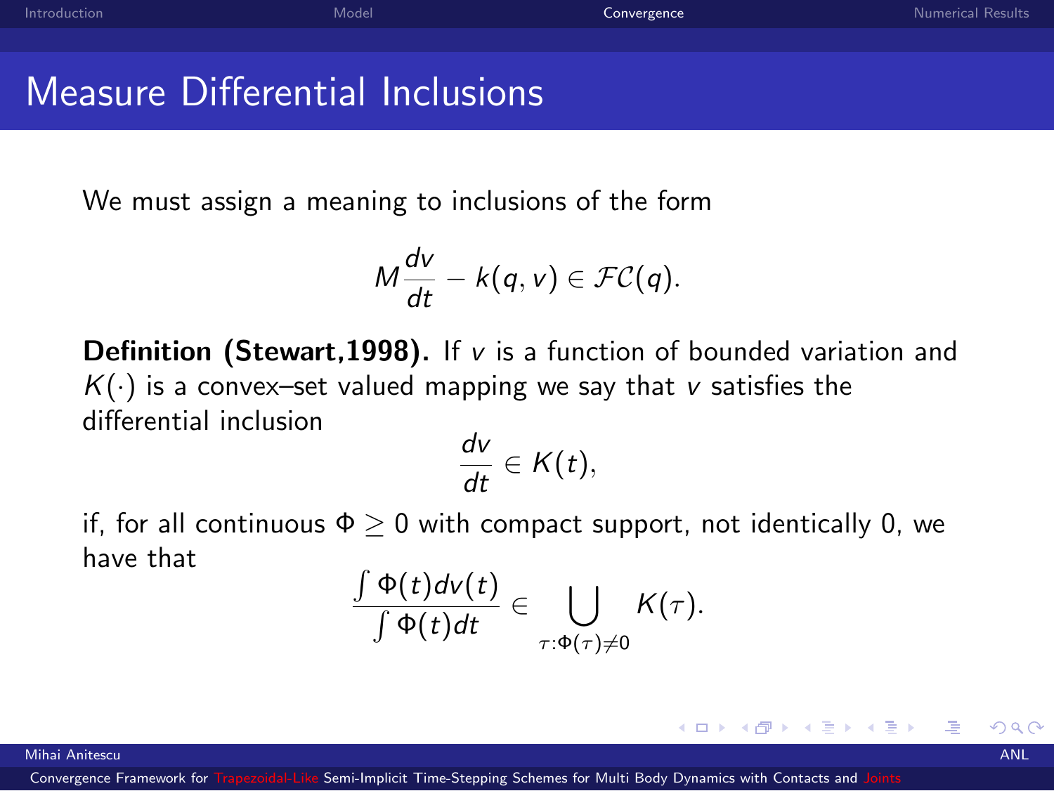# Measure Differential Inclusions

We must assign a meaning to inclusions of the form

$$M\frac{dv}{dt} - k(q,v) \in \mathcal{FC}(q).$$

**Definition (Stewart,1998).** If $v$ is a function of bounded variation and $K(\cdot)$ is a convex–set valued mapping we say that $v$ satisfies the differential inclusion

$$\frac{dv}{dt} \in K(t),$$

if, for all continuous $\Phi \geq 0$ with compact support, not identically 0, we have that

$$\frac{\int \Phi(t)dv(t)}{\int \Phi(t)dt} \in \bigcup_{\tau:\Phi(\tau)\neq 0} K(\tau).$$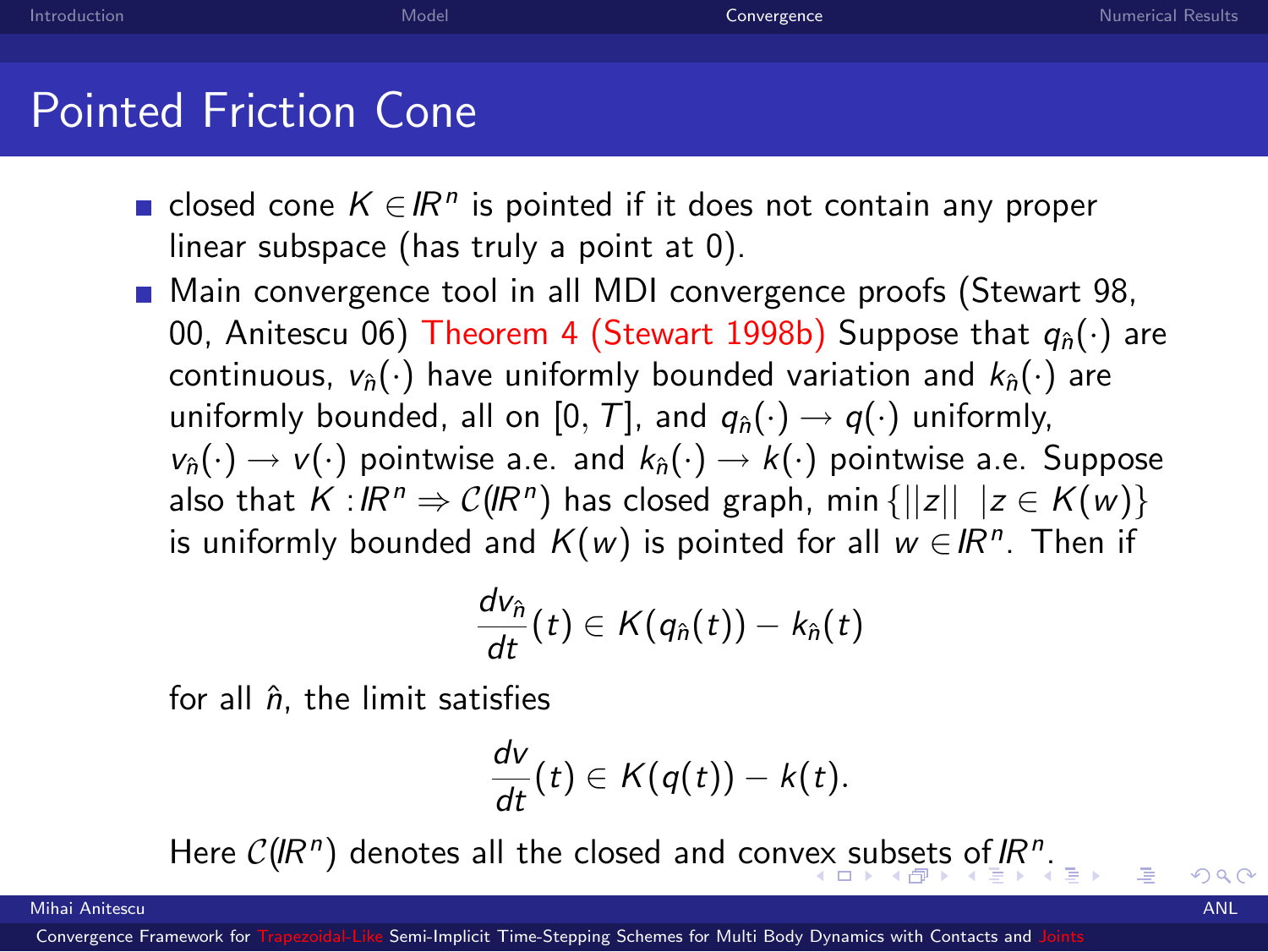# Pointed Friction Cone

- closed cone $K \in I\!R^n$ is pointed if it does not contain any proper linear subspace (has truly a point at 0).
- Main convergence tool in all MDI convergence proofs (Stewart 98, 00, Anitescu 06) Theorem 4 (Stewart 1998b) Suppose that $q_{\hat{n}}(\cdot)$ are continuous, $v_{\hat{n}}(\cdot)$ have uniformly bounded variation and $k_{\hat{n}}(\cdot)$ are uniformly bounded, all on $[0, T]$, and $q_{\hat{n}}(\cdot) \longrightarrow q(\cdot)$ uniformly, $v_{\hat{n}}(\cdot) \longrightarrow v(\cdot)$ pointwise a.e. and $k_{\hat{n}}(\cdot) \longrightarrow k(\cdot)$ pointwise a.e. Suppose also that $K : I\!R^n \Rightarrow \mathcal{C}(I\!R^n)$ has closed graph, $\min\{||z|| \;\; |z \in K(w)\}$ is uniformly bounded and $K(w)$ is pointed for all $w \in I\!R^n$. Then if

$$\frac{dv_{\hat{n}}}{dt}(t) \in K(q_{\hat{n}}(t)) - k_{\hat{n}}(t)$$

for all $\hat{n}$, the limit satisfies

$$\frac{dv}{dt}(t) \in K(q(t)) - k(t).$$

Here $\mathcal{C}(I\!R^n)$ denotes all the closed and convex subsets of $I\!R^n$.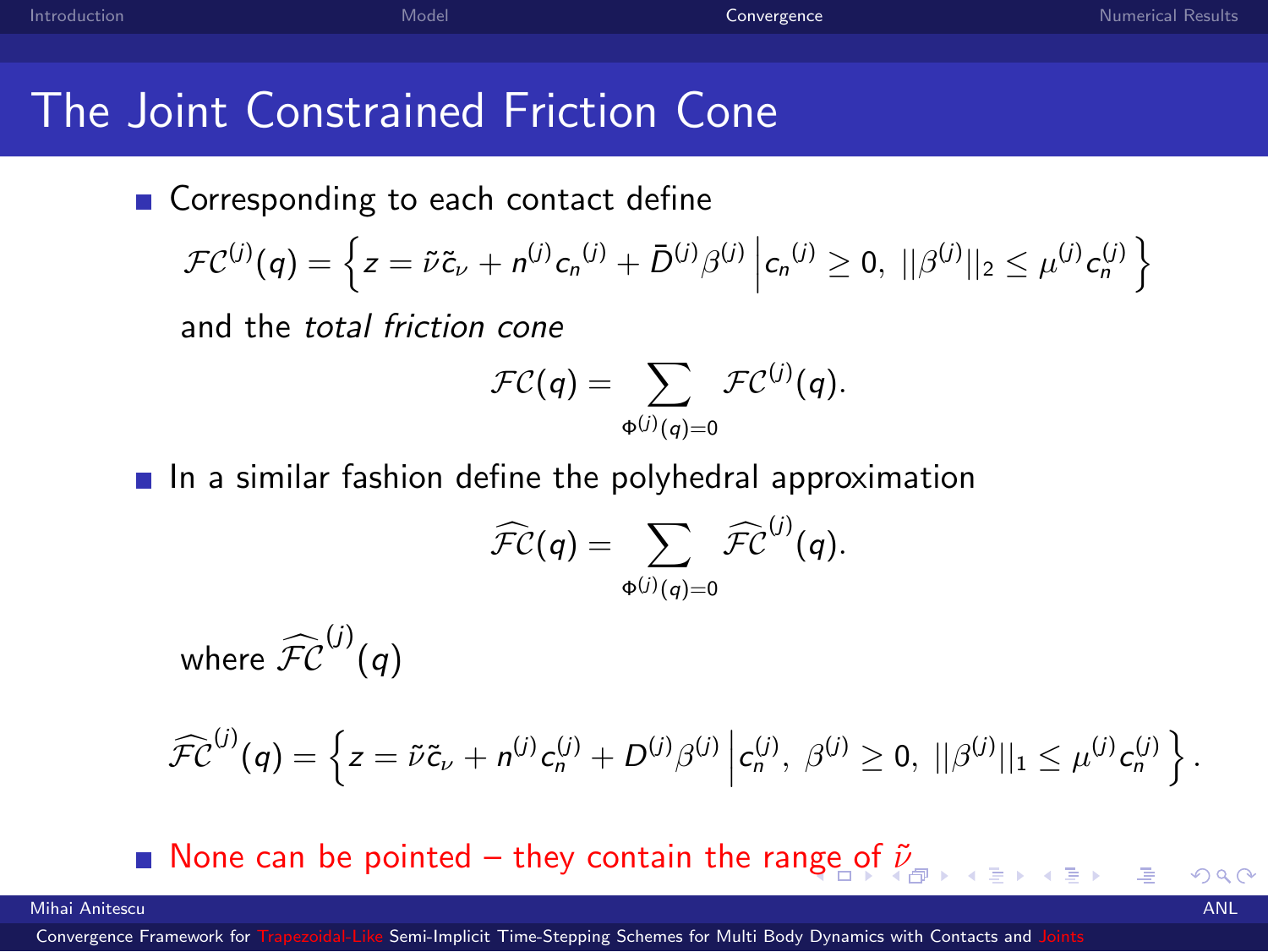# The Joint Constrained Friction Cone

- Corresponding to each contact define

  $$\mathcal{FC}^{(j)}(q) = \left\{ z = \tilde{\nu}\tilde{c}_\nu + n^{(j)} {c_n}^{(j)} + \bar{D}^{(j)}\beta^{(j)} \,\middle|\, {c_n}^{(j)} \geq 0,\ ||\beta^{(j)}||_2 \leq \mu^{(j)} c_n^{(j)} \right\}$$

  and the *total friction cone*

  $$\mathcal{FC}(q) = \sum_{\Phi^{(j)}(q)=0} \mathcal{FC}^{(j)}(q).$$

- In a similar fashion define the polyhedral approximation

  $$\widehat{\mathcal{FC}}(q) = \sum_{\Phi^{(j)}(q)=0} \widehat{\mathcal{FC}}^{(j)}(q).$$

  where $\widehat{\mathcal{FC}}^{(j)}(q)$

  $$\widehat{\mathcal{FC}}^{(j)}(q) = \left\{ z = \tilde{\nu}\tilde{c}_\nu + n^{(j)} c_n^{(j)} + D^{(j)}\beta^{(j)} \,\middle|\, c_n^{(j)},\ \beta^{(j)} \geq 0,\ ||\beta^{(j)}||_1 \leq \mu^{(j)} c_n^{(j)} \right\}.$$

- None can be pointed – they contain the range of $\tilde{\nu}$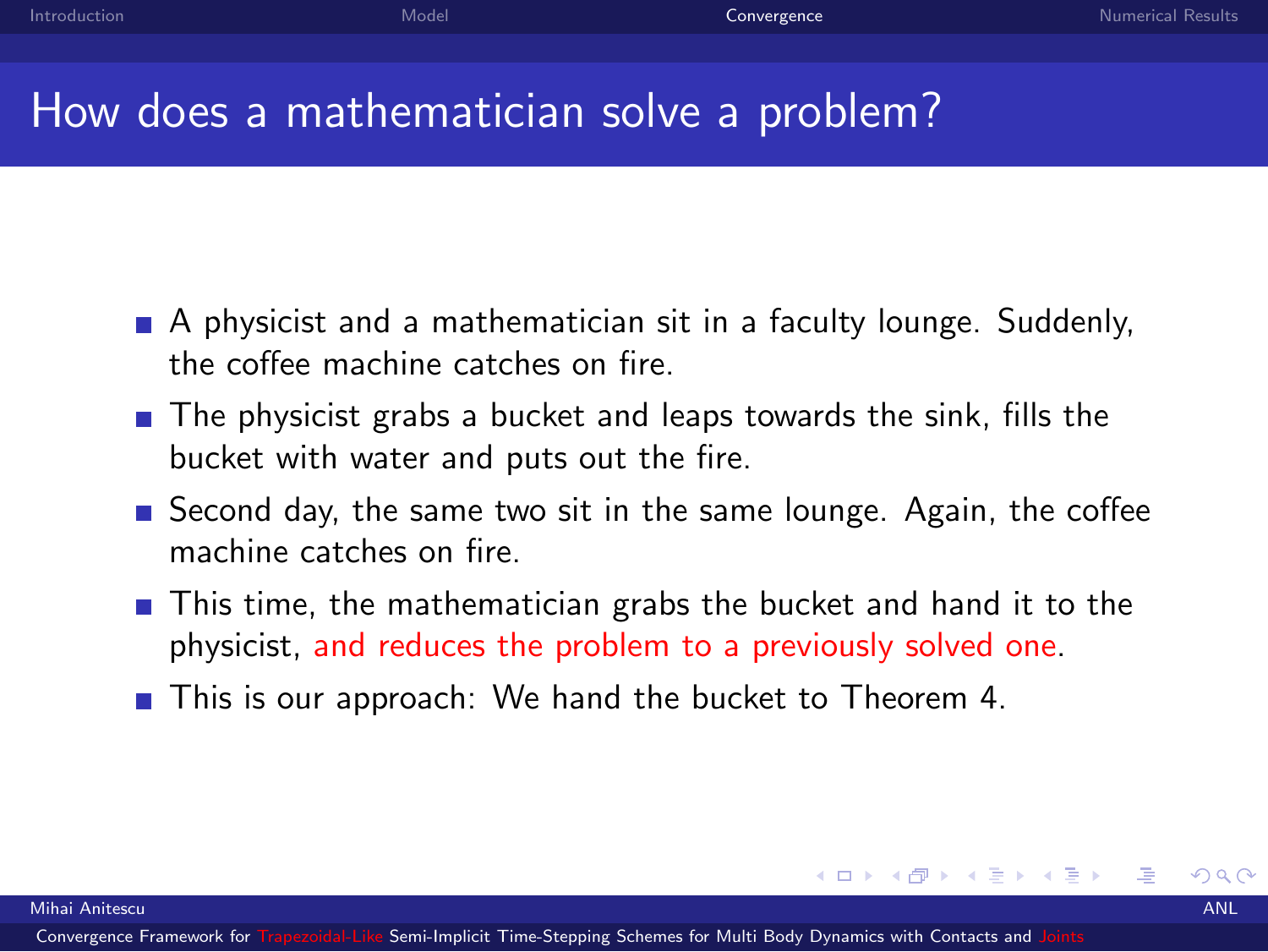# How does a mathematician solve a problem?

- A physicist and a mathematician sit in a faculty lounge. Suddenly, the coffee machine catches on fire.
- The physicist grabs a bucket and leaps towards the sink, fills the bucket with water and puts out the fire.
- Second day, the same two sit in the same lounge. Again, the coffee machine catches on fire.
- This time, the mathematician grabs the bucket and hand it to the physicist, and reduces the problem to a previously solved one.
- This is our approach: We hand the bucket to Theorem 4.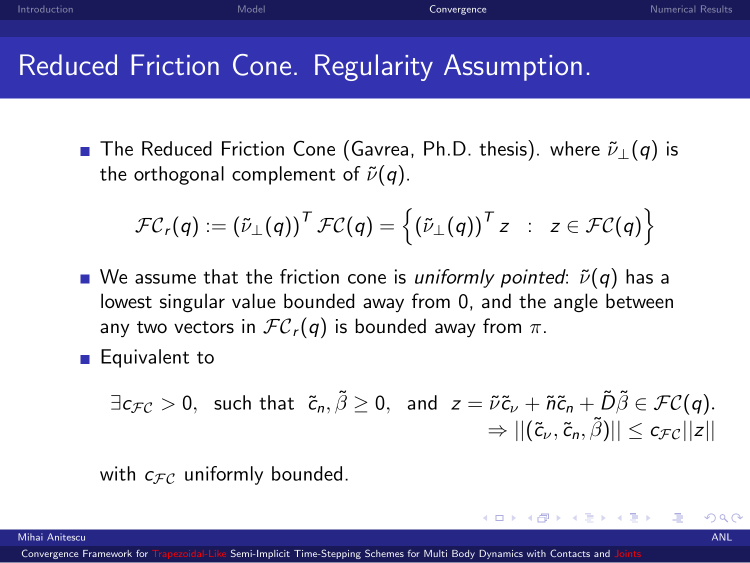# Reduced Friction Cone. Regularity Assumption.

- The Reduced Friction Cone (Gavrea, Ph.D. thesis). where $\tilde{\nu}_\perp(q)$ is the orthogonal complement of $\tilde{\nu}(q)$.

$$\mathcal{FC}_r(q) := \left(\tilde{\nu}_\perp(q)\right)^T \mathcal{FC}(q) = \left\{ \left(\tilde{\nu}_\perp(q)\right)^T z \quad : \quad z \in \mathcal{FC}(q) \right\}$$

- We assume that the friction cone is *uniformly pointed*: $\tilde{\nu}(q)$ has a lowest singular value bounded away from 0, and the angle between any two vectors in $\mathcal{FC}_r(q)$ is bounded away from $\pi$.
- Equivalent to

$$\exists c_{\mathcal{FC}} > 0, \text{ such that } \tilde{c}_n, \tilde{\beta} \geq 0, \text{ and } z = \tilde{\nu}\tilde{c}_\nu + \tilde{n}\tilde{c}_n + \tilde{D}\tilde{\beta} \in \mathcal{FC}(q).$$
$$\Rightarrow ||(\tilde{c}_\nu, \tilde{c}_n, \tilde{\beta})|| \leq c_{\mathcal{FC}}||z||$$

with $c_{\mathcal{FC}}$ uniformly bounded.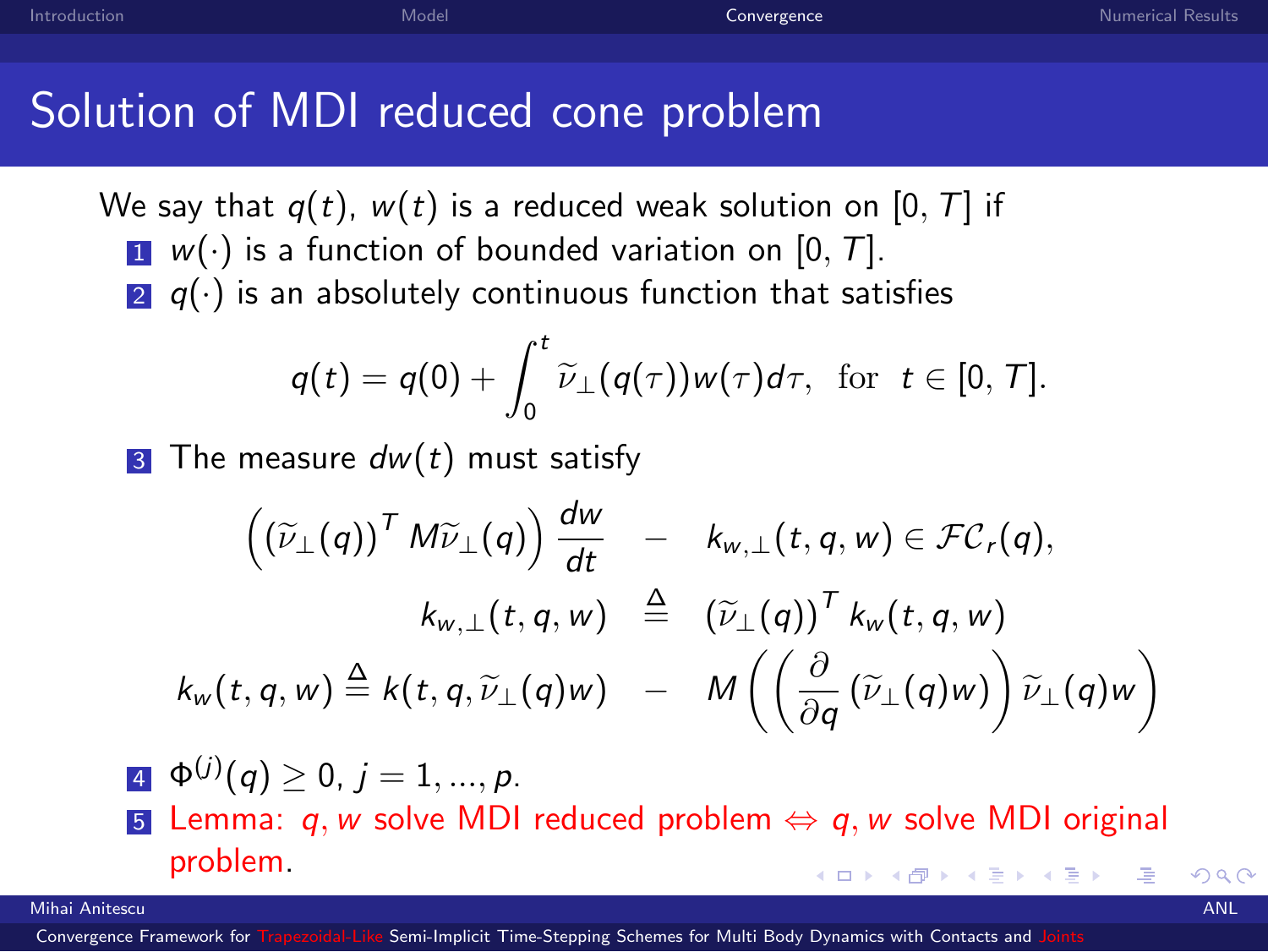# Solution of MDI reduced cone problem

We say that $q(t)$, $w(t)$ is a reduced weak solution on $[0, T]$ if

1. $w(\cdot)$ is a function of bounded variation on $[0, T]$.
2. $q(\cdot)$ is an absolutely continuous function that satisfies

$$q(t) = q(0) + \int_0^t \widetilde{\nu}_\perp(q(\tau))w(\tau)d\tau, \quad \text{for} \quad t \in [0, T].$$

3. The measure $dw(t)$ must satisfy

$$\begin{aligned}
\left( (\widetilde{\nu}_\perp(q))^T M \widetilde{\nu}_\perp(q) \right) \frac{dw}{dt} &- k_{w,\perp}(t, q, w) \in \mathcal{FC}_r(q), \\
k_{w,\perp}(t, q, w) &\stackrel{\Delta}{=} (\widetilde{\nu}_\perp(q))^T k_w(t, q, w) \\
k_w(t, q, w) \stackrel{\Delta}{=} k(t, q, \widetilde{\nu}_\perp(q)w) &- M \left( \left( \frac{\partial}{\partial q} (\widetilde{\nu}_\perp(q)w) \right) \widetilde{\nu}_\perp(q)w \right)
\end{aligned}$$

4. $\Phi^{(j)}(q) \geq 0$, $j = 1, ..., p$.
5. Lemma: $q, w$ solve MDI reduced problem $\Leftrightarrow$ $q, w$ solve MDI original problem.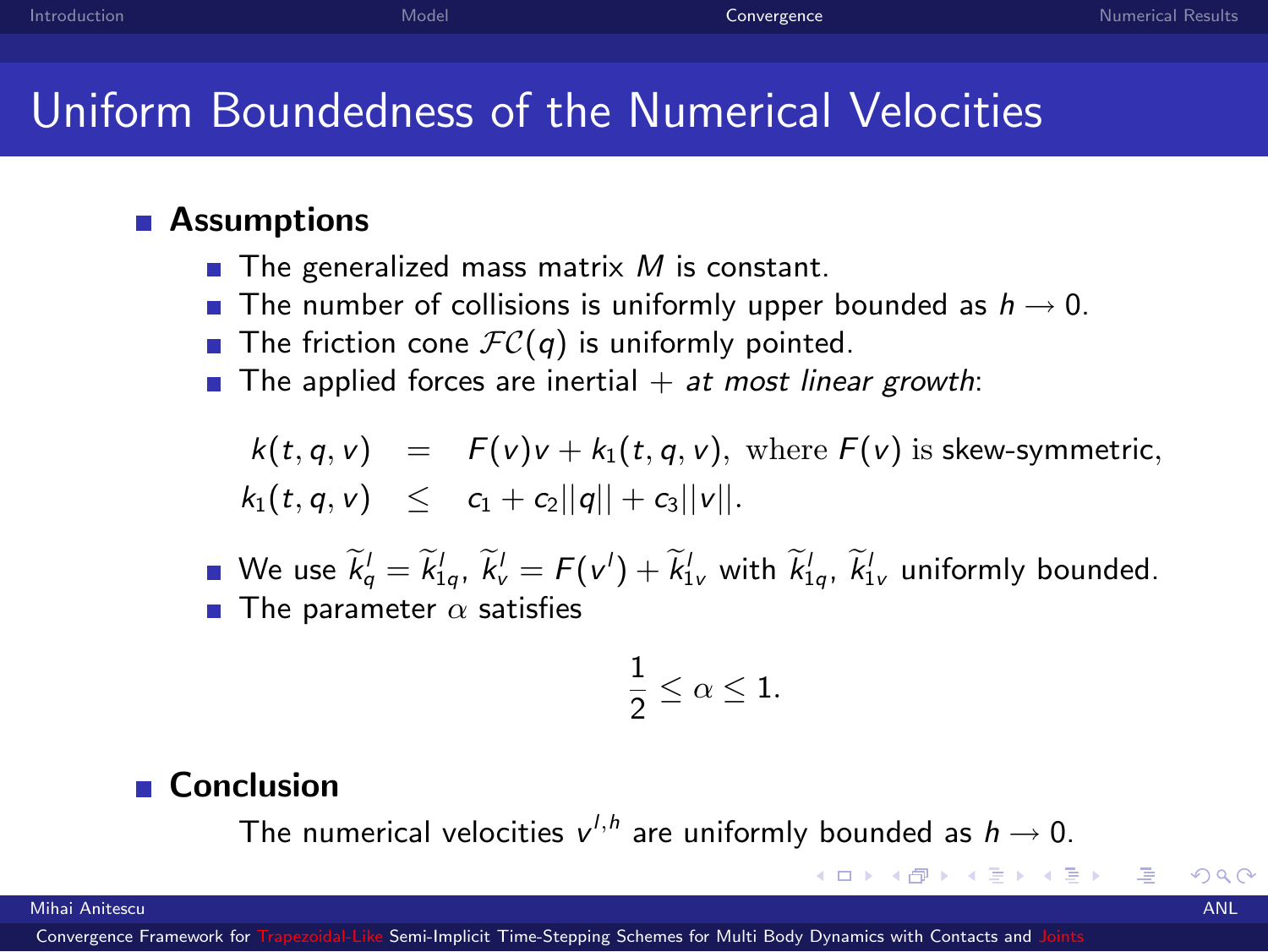# Uniform Boundedness of the Numerical Velocities

- **Assumptions**
  - The generalized mass matrix $M$ is constant.
  - The number of collisions is uniformly upper bounded as $h \rightarrow 0$.
  - The friction cone $\mathcal{FC}(q)$ is uniformly pointed.
  - The applied forces are inertial + *at most linear growth*:

$$
\begin{aligned}
k(t,q,v) &= F(v)v + k_1(t,q,v), \text{ where } F(v) \text{ is skew-symmetric,} \\
k_1(t,q,v) &\leq c_1 + c_2||q|| + c_3||v||.
\end{aligned}
$$

  - We use $\widetilde{k}_q^l = \widetilde{k}_{1q}^l$, $\widetilde{k}_v^l = F(v^l) + \widetilde{k}_{1v}^l$ with $\widetilde{k}_{1q}^l$, $\widetilde{k}_{1v}^l$ uniformly bounded.
  - The parameter $\alpha$ satisfies

$$
\frac{1}{2} \leq \alpha \leq 1.
$$

- **Conclusion**

  The numerical velocities $v^{l,h}$ are uniformly bounded as $h \rightarrow 0$.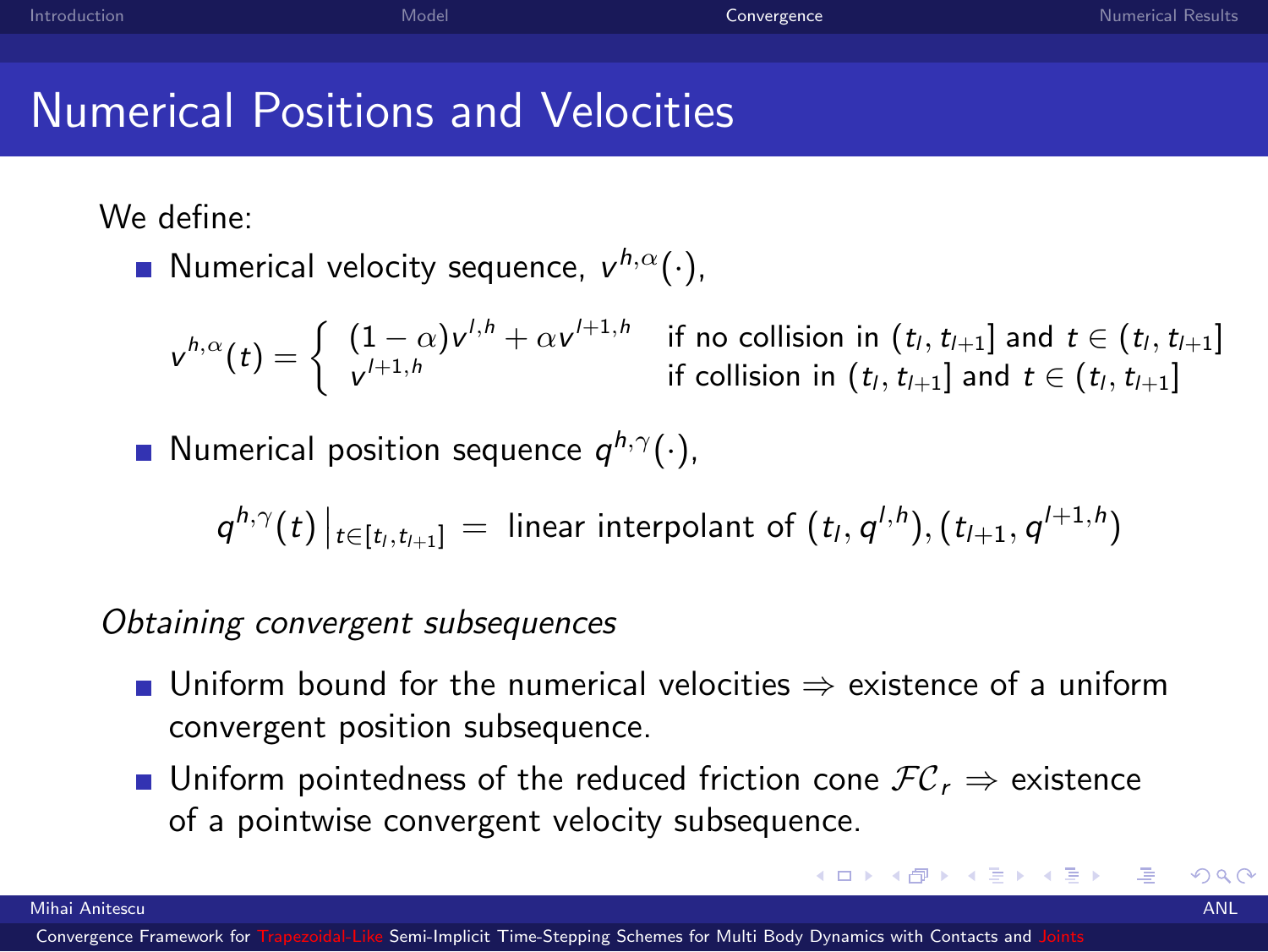# Numerical Positions and Velocities

We define:

- Numerical velocity sequence, $v^{h,\alpha}(\cdot)$,

$$v^{h,\alpha}(t) = \begin{cases} (1-\alpha)v^{l,h} + \alpha v^{l+1,h} & \text{if no collision in } (t_l, t_{l+1}] \text{ and } t \in (t_l, t_{l+1}] \\ v^{l+1,h} & \text{if collision in } (t_l, t_{l+1}] \text{ and } t \in (t_l, t_{l+1}] \end{cases}$$

- Numerical position sequence $q^{h,\gamma}(\cdot)$,

$$q^{h,\gamma}(t)\Big|_{t\in[t_l,t_{l+1}]} = \text{ linear interpolant of } (t_l, q^{l,h}), (t_{l+1}, q^{l+1,h})$$

*Obtaining convergent subsequences*

- Uniform bound for the numerical velocities $\Rightarrow$ existence of a uniform convergent position subsequence.
- Uniform pointedness of the reduced friction cone $\mathcal{FC}_r \Rightarrow$ existence of a pointwise convergent velocity subsequence.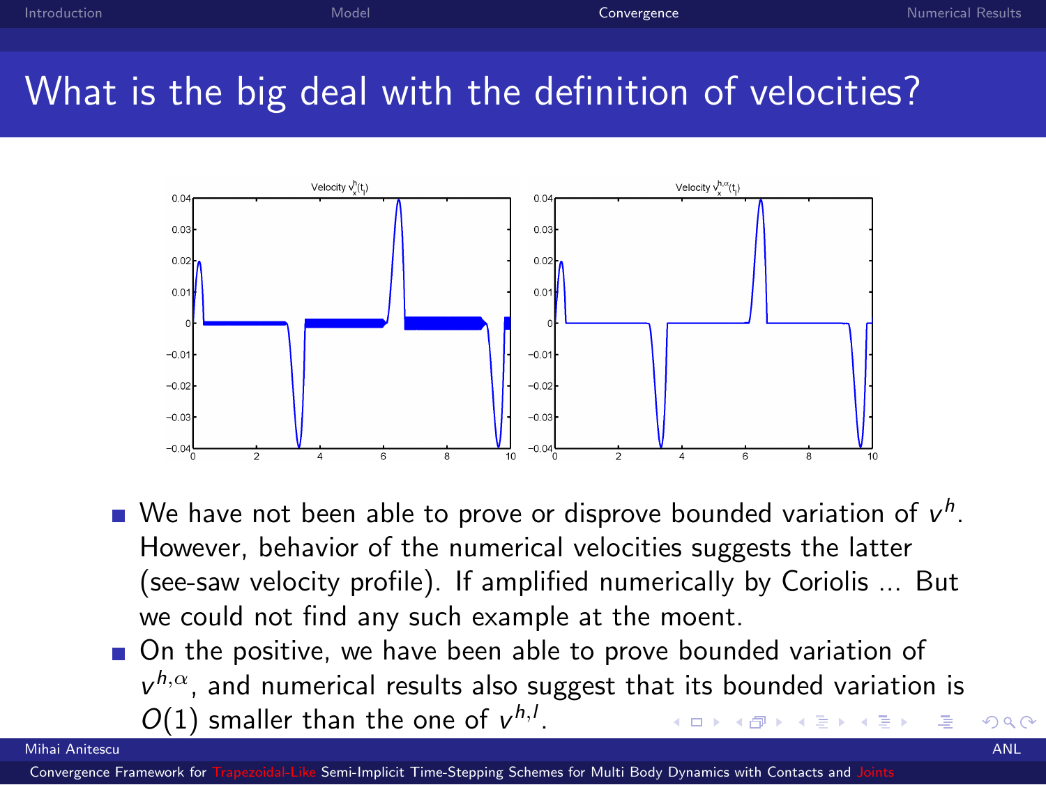# What is the big deal with the definition of velocities?

- We have not been able to prove or disprove bounded variation of $v^h$. However, behavior of the numerical velocities suggests the latter (see-saw velocity profile). If amplified numerically by Coriolis ... But we could not find any such example at the moent.
- On the positive, we have been able to prove bounded variation of $v^{h,\alpha}$, and numerical results also suggest that its bounded variation is $O(1)$ smaller than the one of $v^{h,l}$.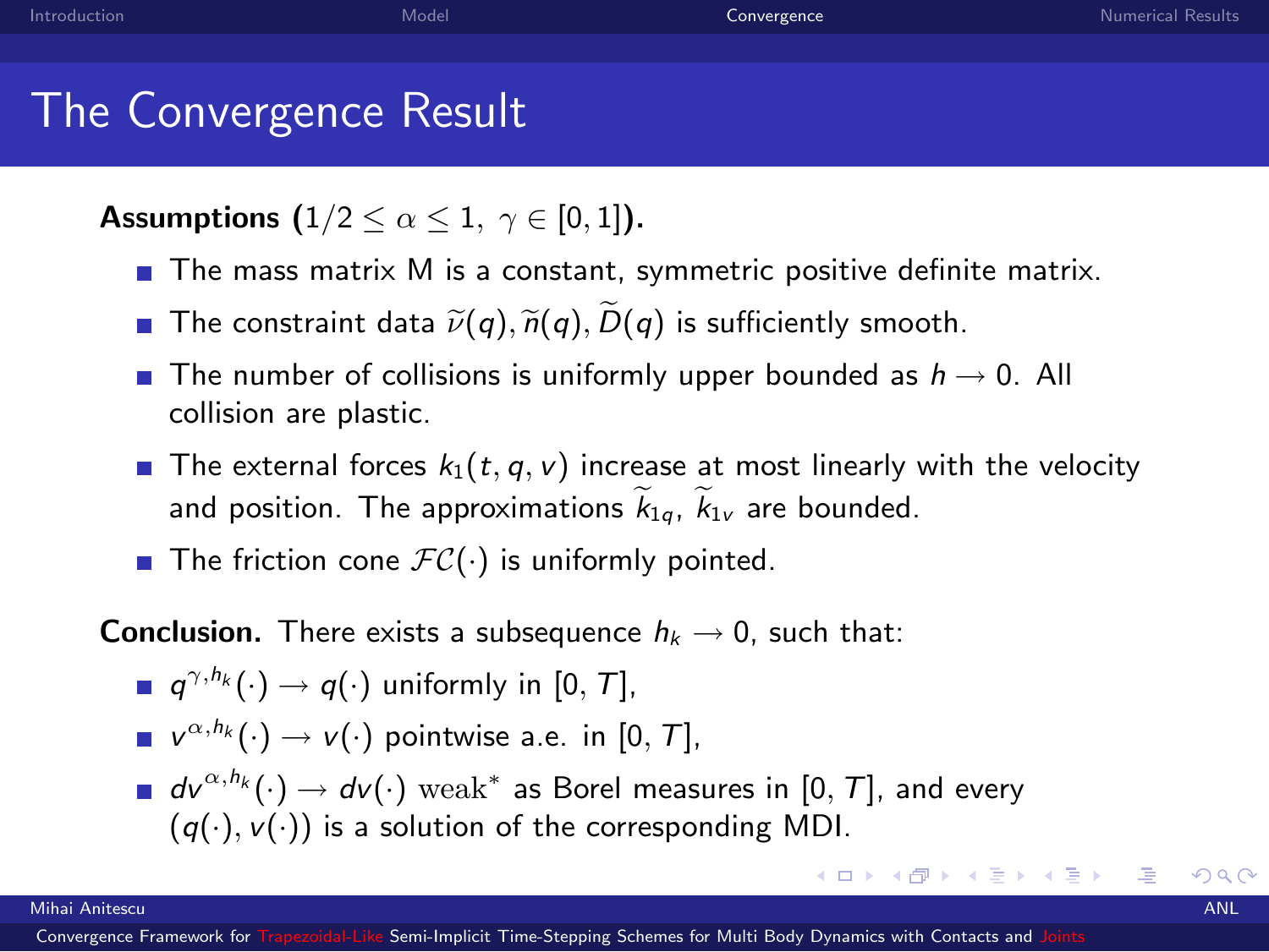# The Convergence Result

**Assumptions** $(1/2 \leq \alpha \leq 1,\ \gamma \in [0,1])$**.**

- The mass matrix M is a constant, symmetric positive definite matrix.
- The constraint data $\widetilde{\nu}(q), \widetilde{n}(q), \widetilde{D}(q)$ is sufficiently smooth.
- The number of collisions is uniformly upper bounded as $h \rightarrow 0$. All collision are plastic.
- The external forces $k_1(t,q,v)$ increase at most linearly with the velocity and position. The approximations $\widetilde{k}_{1q}$, $\widetilde{k}_{1v}$ are bounded.
- The friction cone $\mathcal{FC}(\cdot)$ is uniformly pointed.

**Conclusion.** There exists a subsequence $h_k \rightarrow 0$, such that:

- $q^{\gamma,h_k}(\cdot) \rightarrow q(\cdot)$ uniformly in $[0,T]$,
- $v^{\alpha,h_k}(\cdot) \rightarrow v(\cdot)$ pointwise a.e. in $[0,T]$,
- $dv^{\alpha,h_k}(\cdot) \rightarrow dv(\cdot)$ $\mathrm{weak}^*$ as Borel measures in $[0,T]$, and every $(q(\cdot), v(\cdot))$ is a solution of the corresponding MDI.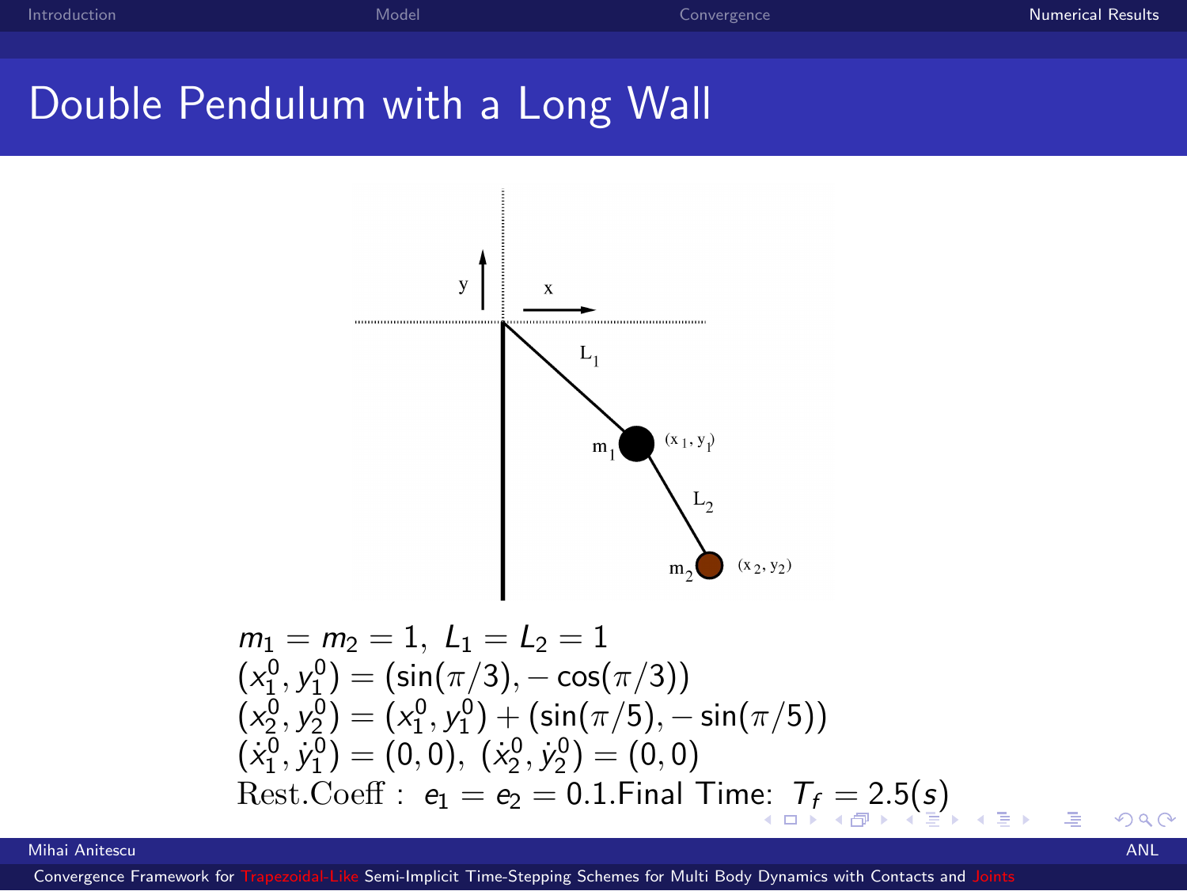# Double Pendulum with a Long Wall

$$m_1 = m_2 = 1,\ L_1 = L_2 = 1$$
$$(x_1^0, y_1^0) = (\sin(\pi/3), -\cos(\pi/3))$$
$$(x_2^0, y_2^0) = (x_1^0, y_1^0) + (\sin(\pi/5), -\sin(\pi/5))$$
$$(\dot{x}_1^0, \dot{y}_1^0) = (0, 0),\ (\dot{x}_2^0, \dot{y}_2^0) = (0, 0)$$

Rest.Coeff : $e_1 = e_2 = 0.1$. Final Time: $T_f = 2.5(s)$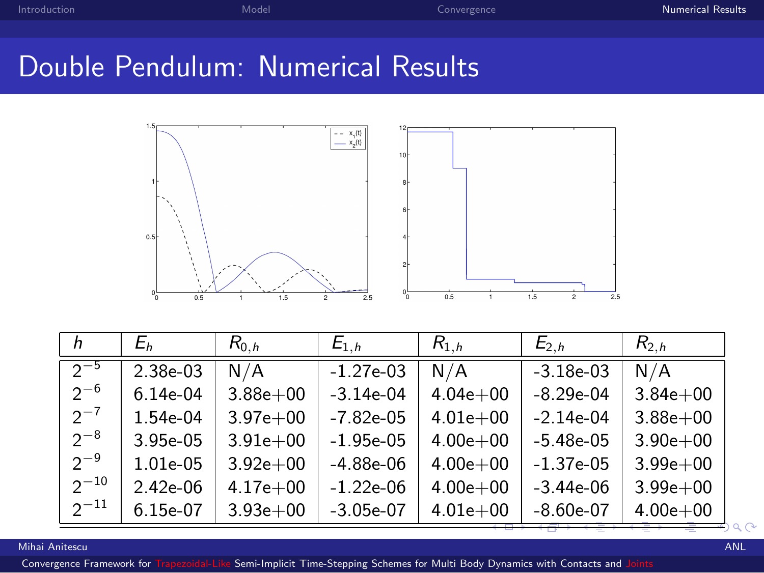# Double Pendulum: Numerical Results

| $h$ | $E_h$ | $R_{0,h}$ | $E_{1,h}$ | $R_{1,h}$ | $E_{2,h}$ | $R_{2,h}$ |
|---|---|---|---|---|---|---|
| $2^{-5}$ | 2.38e-03 | N/A | -1.27e-03 | N/A | -3.18e-03 | N/A |
| $2^{-6}$ | 6.14e-04 | 3.88e+00 | -3.14e-04 | 4.04e+00 | -8.29e-04 | 3.84e+00 |
| $2^{-7}$ | 1.54e-04 | 3.97e+00 | -7.82e-05 | 4.01e+00 | -2.14e-04 | 3.88e+00 |
| $2^{-8}$ | 3.95e-05 | 3.91e+00 | -1.95e-05 | 4.00e+00 | -5.48e-05 | 3.90e+00 |
| $2^{-9}$ | 1.01e-05 | 3.92e+00 | -4.88e-06 | 4.00e+00 | -1.37e-05 | 3.99e+00 |
| $2^{-10}$ | 2.42e-06 | 4.17e+00 | -1.22e-06 | 4.00e+00 | -3.44e-06 | 3.99e+00 |
| $2^{-11}$ | 6.15e-07 | 3.93e+00 | -3.05e-07 | 4.01e+00 | -8.60e-07 | 4.00e+00 |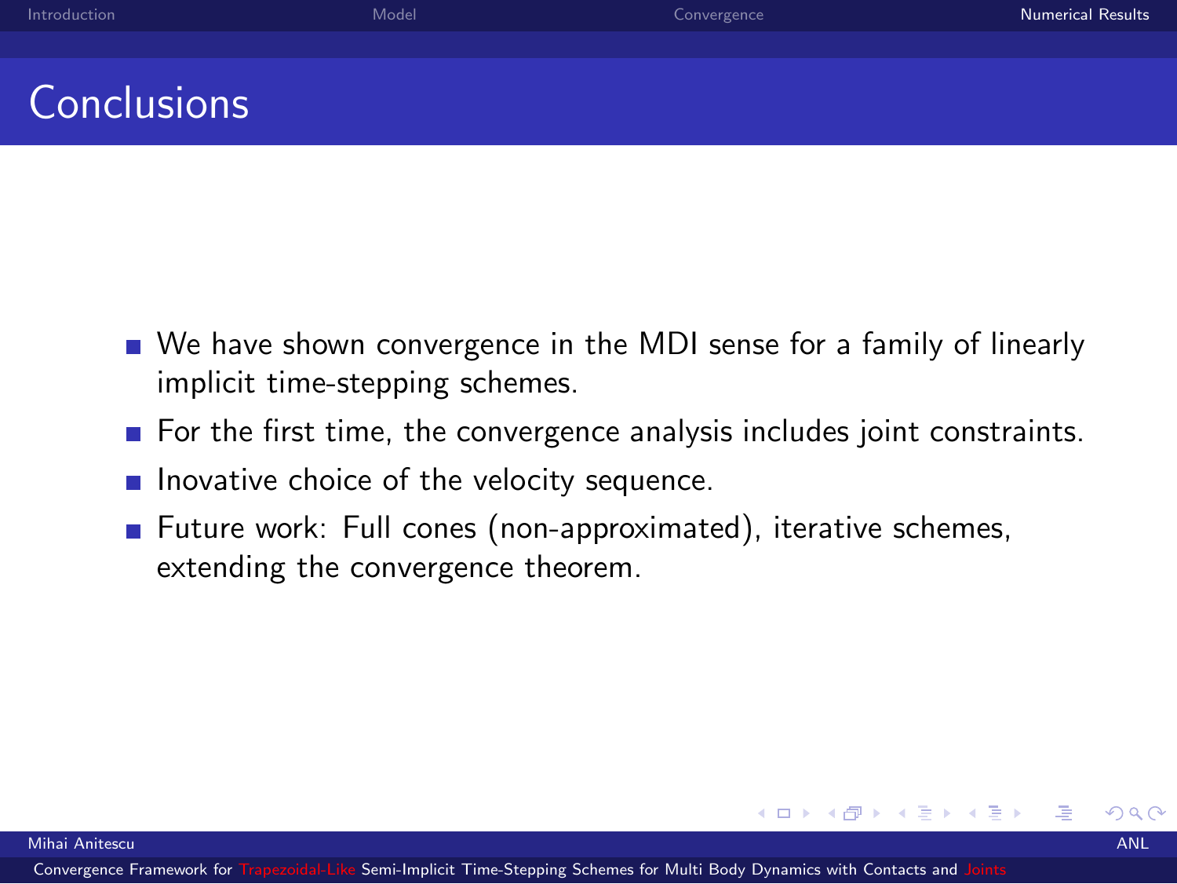# Conclusions

- We have shown convergence in the MDI sense for a family of linearly implicit time-stepping schemes.
- For the first time, the convergence analysis includes joint constraints.
- Inovative choice of the velocity sequence.
- Future work: Full cones (non-approximated), iterative schemes, extending the convergence theorem.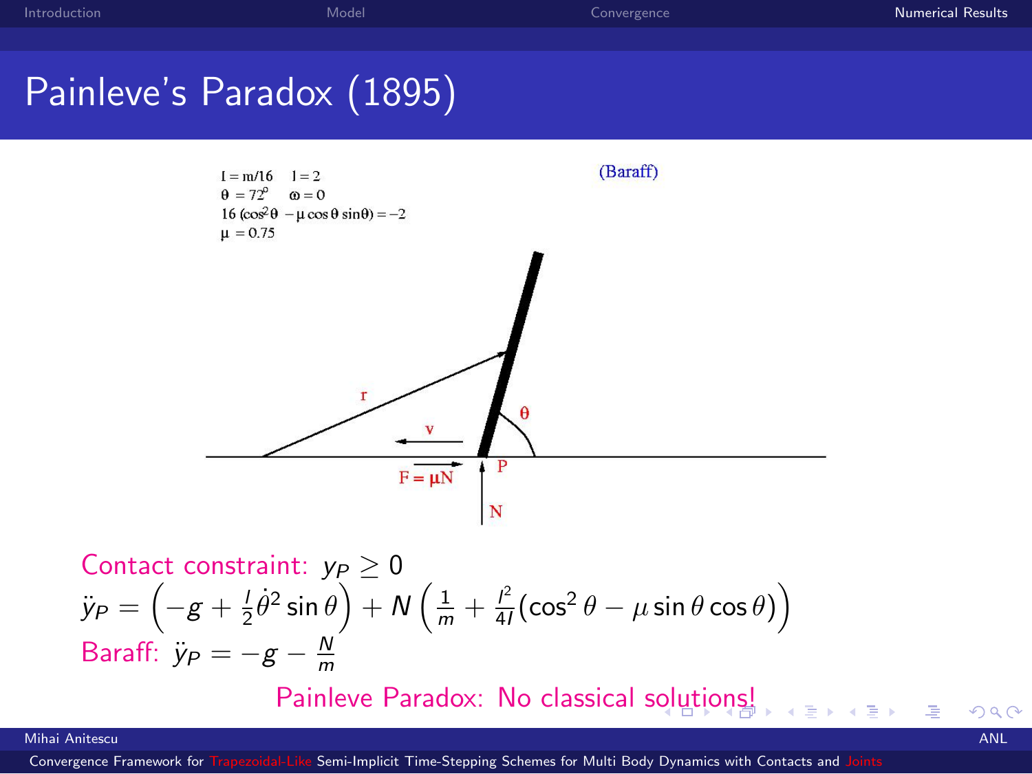# Painleve's Paradox (1895)

$I = m/16 \quad l = 2$

$\theta = 72^0 \quad \omega = 0$

$16\,(\cos^2\theta - \mu\cos\theta\sin\theta) = -2$

$\mu = 0.75$

(Baraff)

r, v, $\theta$, P, $F = \mu N$, N

Contact constraint: $y_P \geq 0$

$$\ddot{y}_P = \left(-g + \frac{l}{2}\dot{\theta}^2 \sin\theta\right) + N\left(\frac{1}{m} + \frac{l^2}{4I}(\cos^2\theta - \mu\sin\theta\cos\theta)\right)$$

Baraff: $\ddot{y}_P = -g - \frac{N}{m}$

Painleve Paradox: No classical solutions!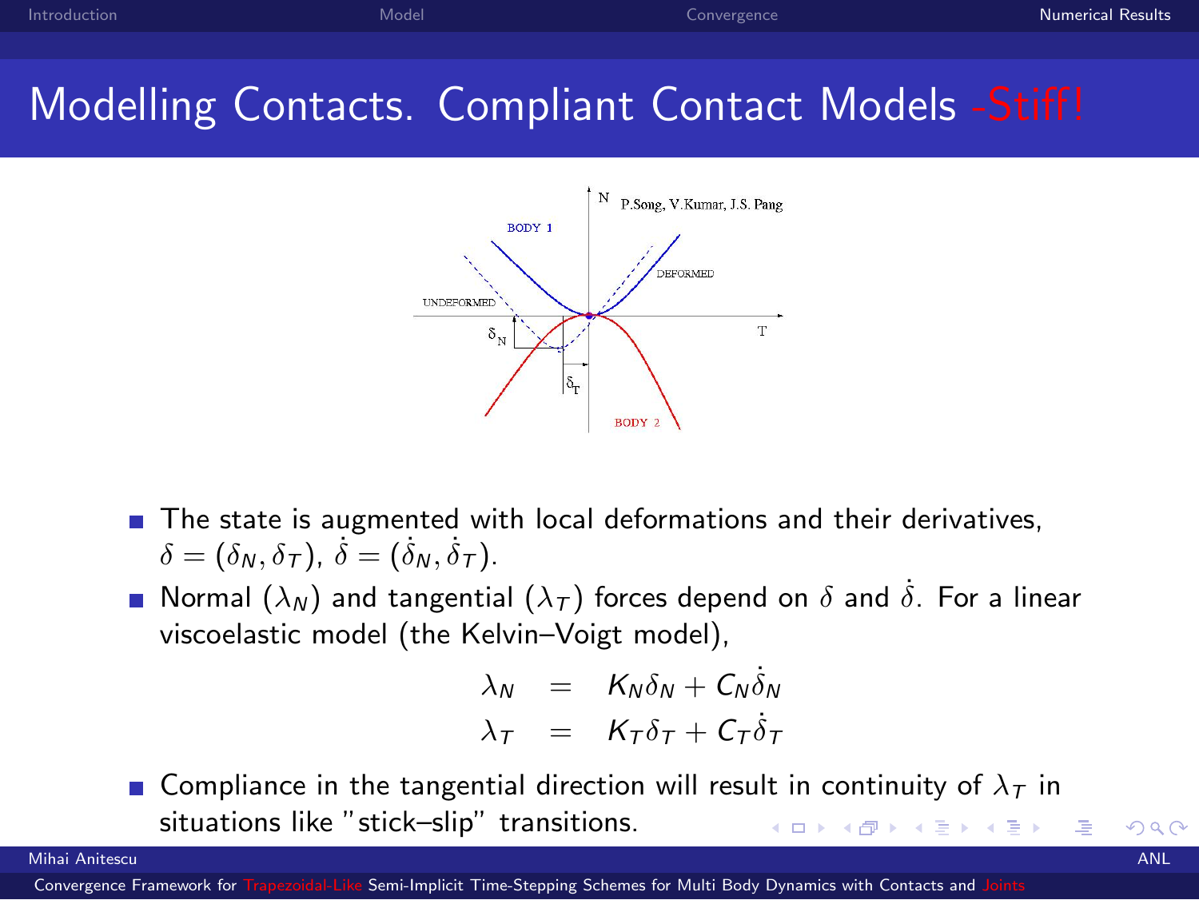# Modelling Contacts. Compliant Contact Models -Stiff!

N

P.Song, V.Kumar, J.S. Pang

BODY 1

DEFORMED

UNDEFORMED

$\delta_N$

T

$\delta_T$

BODY 2

- The state is augmented with local deformations and their derivatives, $\delta = (\delta_N, \delta_T)$, $\dot{\delta} = (\dot{\delta}_N, \dot{\delta}_T)$.
- Normal ($\lambda_N$) and tangential ($\lambda_T$) forces depend on $\delta$ and $\dot{\delta}$. For a linear viscoelastic model (the Kelvin–Voigt model),

$$
\begin{aligned}
\lambda_N &= K_N \delta_N + C_N \dot{\delta}_N \\
\lambda_T &= K_T \delta_T + C_T \dot{\delta}_T
\end{aligned}
$$

- Compliance in the tangential direction will result in continuity of $\lambda_T$ in situations like "stick–slip" transitions.